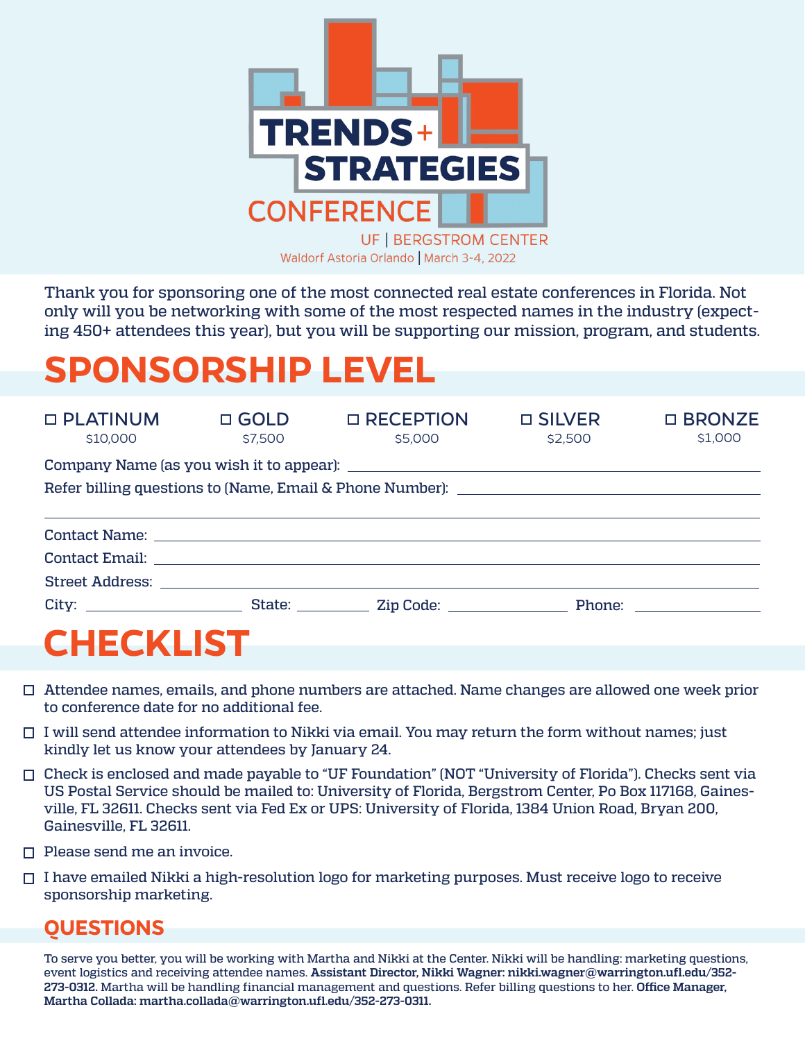# TRENDS + STRATEGIES CONFERENCE

UF | BERGSTROM CENTER

Waldorf Astoria Orlando | March 3-4, 2022

Thank you for sponsoring one of the most connected real estate conferences in Florida. Not only will you be networking with some of the most respected names in the industry (expecting 450+ attendees this year), but you will be supporting our mission, program, and students.

## SPONSORSHIP LEVEL

- ☐ PLATINUM — $10,000
- ☐ GOLD — $7,500
- ☐ RECEPTION — $5,000
- ☐ SILVER — $2,500
- ☐ BRONZE — $1,000

Company Name (as you wish it to appear): ____________________

Refer billing questions to (Name, Email & Phone Number): ____________________

____________________

Contact Name: ____________________

Contact Email: ____________________

Street Address: ____________________

City: __________ State: __________ Zip Code: __________ Phone: __________

## CHECKLIST

- ☐ Attendee names, emails, and phone numbers are attached. Name changes are allowed one week prior to conference date for no additional fee.
- ☐ I will send attendee information to Nikki via email. You may return the form without names; just kindly let us know your attendees by January 24.
- ☐ Check is enclosed and made payable to "UF Foundation" (NOT "University of Florida"). Checks sent via US Postal Service should be mailed to: University of Florida, Bergstrom Center, Po Box 117168, Gainesville, FL 32611. Checks sent via Fed Ex or UPS: University of Florida, 1384 Union Road, Bryan 200, Gainesville, FL 32611.
- ☐ Please send me an invoice.
- ☐ I have emailed Nikki a high-resolution logo for marketing purposes. Must receive logo to receive sponsorship marketing.

### QUESTIONS

To serve you better, you will be working with Martha and Nikki at the Center. Nikki will be handling: marketing questions, event logistics and receiving attendee names. **Assistant Director, Nikki Wagner: nikki.wagner@warrington.ufl.edu/352-273-0312.** Martha will be handling financial management and questions. Refer billing questions to her. **Office Manager, Martha Collada: martha.collada@warrington.ufl.edu/352-273-0311.**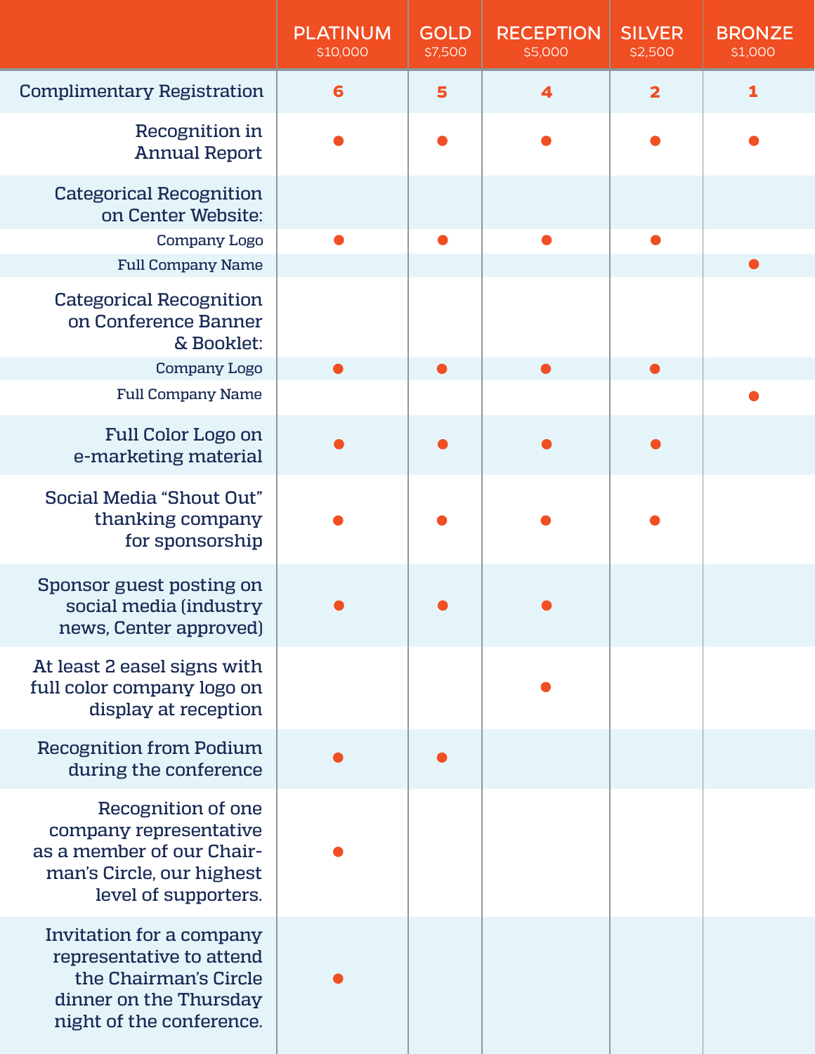| | PLATINUM $10,000 | GOLD $7,500 | RECEPTION $5,000 | SILVER $2,500 | BRONZE $1,000 |
|---|---|---|---|---|---|
| Complimentary Registration | 6 | 5 | 4 | 2 | 1 |
| Recognition in Annual Report | ● | ● | ● | ● | ● |
| Categorical Recognition on Center Website: | | | | | |
| Company Logo | ● | ● | ● | ● | |
| Full Company Name | | | | | ● |
| Categorical Recognition on Conference Banner & Booklet: | | | | | |
| Company Logo | ● | ● | ● | ● | |
| Full Company Name | | | | | ● |
| Full Color Logo on e-marketing material | ● | ● | ● | ● | |
| Social Media "Shout Out" thanking company for sponsorship | ● | ● | ● | ● | |
| Sponsor guest posting on social media (industry news, Center approved) | ● | ● | ● | | |
| At least 2 easel signs with full color company logo on display at reception | | | ● | | |
| Recognition from Podium during the conference | ● | ● | | | |
| Recognition of one company representative as a member of our Chairman's Circle, our highest level of supporters. | ● | | | | |
| Invitation for a company representative to attend the Chairman's Circle dinner on the Thursday night of the conference. | ● | | | | |